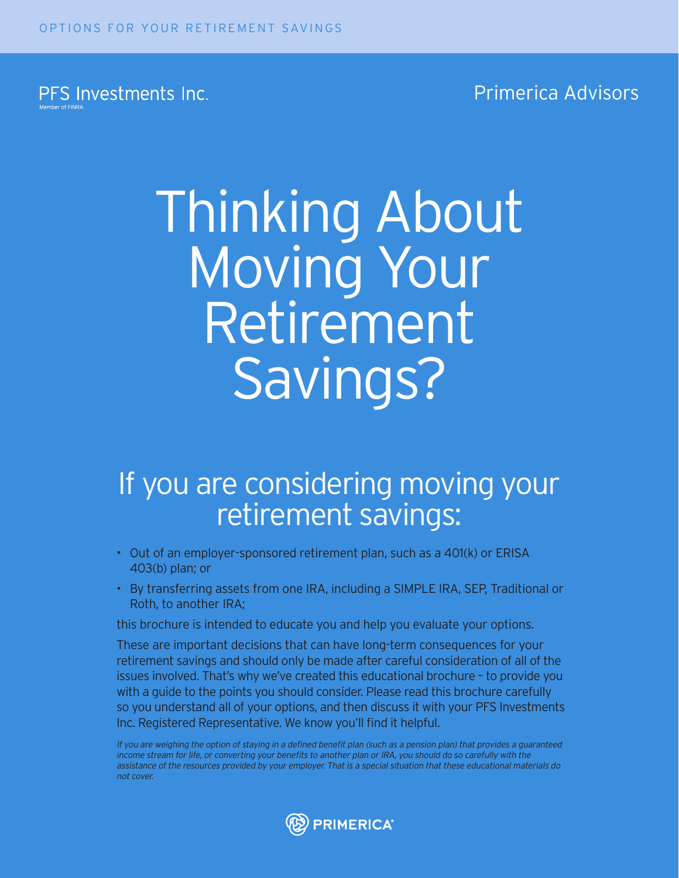OPTIONS FOR YOUR RETIREMENT SAVINGS

PFS Investments Inc.
Member of FINRA

Primerica Advisors

# Thinking About Moving Your Retirement Savings?

## If you are considering moving your retirement savings:

- Out of an employer-sponsored retirement plan, such as a 401(k) or ERISA 403(b) plan; or
- By transferring assets from one IRA, including a SIMPLE IRA, SEP, Traditional or Roth, to another IRA;

this brochure is intended to educate you and help you evaluate your options.

These are important decisions that can have long-term consequences for your retirement savings and should only be made after careful consideration of all of the issues involved. That's why we've created this educational brochure – to provide you with a guide to the points you should consider. Please read this brochure carefully so you understand all of your options, and then discuss it with your PFS Investments Inc. Registered Representative. We know you'll find it helpful.

*If you are weighing the option of staying in a defined benefit plan (such as a pension plan) that provides a guaranteed income stream for life, or converting your benefits to another plan or IRA, you should do so carefully with the assistance of the resources provided by your employer. That is a special situation that these educational materials do not cover.*

PRIMERICA®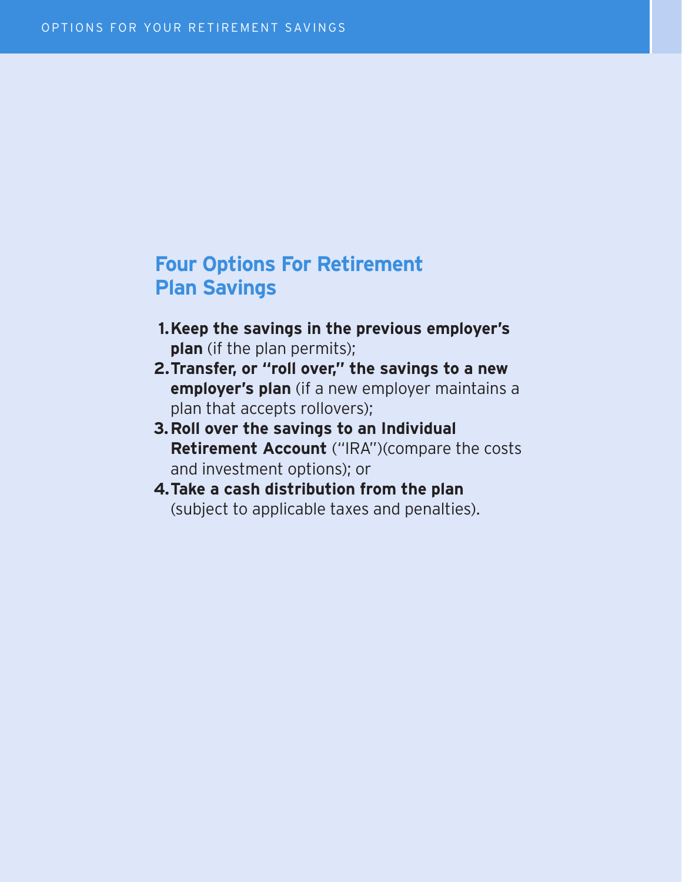## Four Options For Retirement Plan Savings

1. **Keep the savings in the previous employer's plan** (if the plan permits);
2. **Transfer, or "roll over," the savings to a new employer's plan** (if a new employer maintains a plan that accepts rollovers);
3. **Roll over the savings to an Individual Retirement Account** ("IRA")(compare the costs and investment options); or
4. **Take a cash distribution from the plan** (subject to applicable taxes and penalties).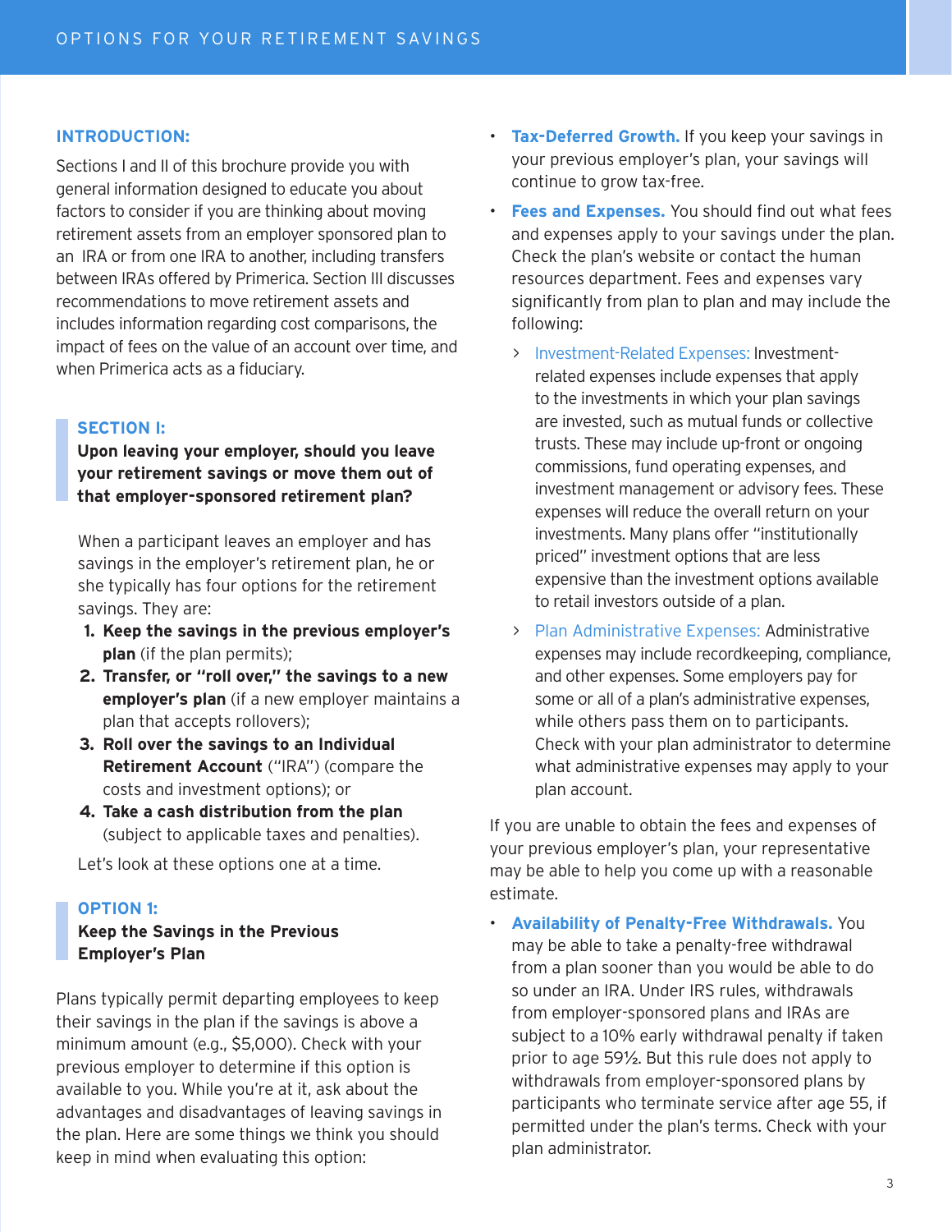## INTRODUCTION:

Sections I and II of this brochure provide you with general information designed to educate you about factors to consider if you are thinking about moving retirement assets from an employer sponsored plan to an IRA or from one IRA to another, including transfers between IRAs offered by Primerica. Section III discusses recommendations to move retirement assets and includes information regarding cost comparisons, the impact of fees on the value of an account over time, and when Primerica acts as a fiduciary.

## SECTION I:

**Upon leaving your employer, should you leave your retirement savings or move them out of that employer-sponsored retirement plan?**

When a participant leaves an employer and has savings in the employer's retirement plan, he or she typically has four options for the retirement savings. They are:

1. **Keep the savings in the previous employer's plan** (if the plan permits);
2. **Transfer, or "roll over," the savings to a new employer's plan** (if a new employer maintains a plan that accepts rollovers);
3. **Roll over the savings to an Individual Retirement Account** ("IRA") (compare the costs and investment options); or
4. **Take a cash distribution from the plan** (subject to applicable taxes and penalties).

Let's look at these options one at a time.

### OPTION 1:

**Keep the Savings in the Previous Employer's Plan**

Plans typically permit departing employees to keep their savings in the plan if the savings is above a minimum amount (e.g., $5,000). Check with your previous employer to determine if this option is available to you. While you're at it, ask about the advantages and disadvantages of leaving savings in the plan. Here are some things we think you should keep in mind when evaluating this option:

- **Tax-Deferred Growth.** If you keep your savings in your previous employer's plan, your savings will continue to grow tax-free.
- **Fees and Expenses.** You should find out what fees and expenses apply to your savings under the plan. Check the plan's website or contact the human resources department. Fees and expenses vary significantly from plan to plan and may include the following:
  - Investment-Related Expenses: Investment-related expenses include expenses that apply to the investments in which your plan savings are invested, such as mutual funds or collective trusts. These may include up-front or ongoing commissions, fund operating expenses, and investment management or advisory fees. These expenses will reduce the overall return on your investments. Many plans offer "institutionally priced" investment options that are less expensive than the investment options available to retail investors outside of a plan.
  - Plan Administrative Expenses: Administrative expenses may include recordkeeping, compliance, and other expenses. Some employers pay for some or all of a plan's administrative expenses, while others pass them on to participants. Check with your plan administrator to determine what administrative expenses may apply to your plan account.

If you are unable to obtain the fees and expenses of your previous employer's plan, your representative may be able to help you come up with a reasonable estimate.

- **Availability of Penalty-Free Withdrawals.** You may be able to take a penalty-free withdrawal from a plan sooner than you would be able to do so under an IRA. Under IRS rules, withdrawals from employer-sponsored plans and IRAs are subject to a 10% early withdrawal penalty if taken prior to age 59½. But this rule does not apply to withdrawals from employer-sponsored plans by participants who terminate service after age 55, if permitted under the plan's terms. Check with your plan administrator.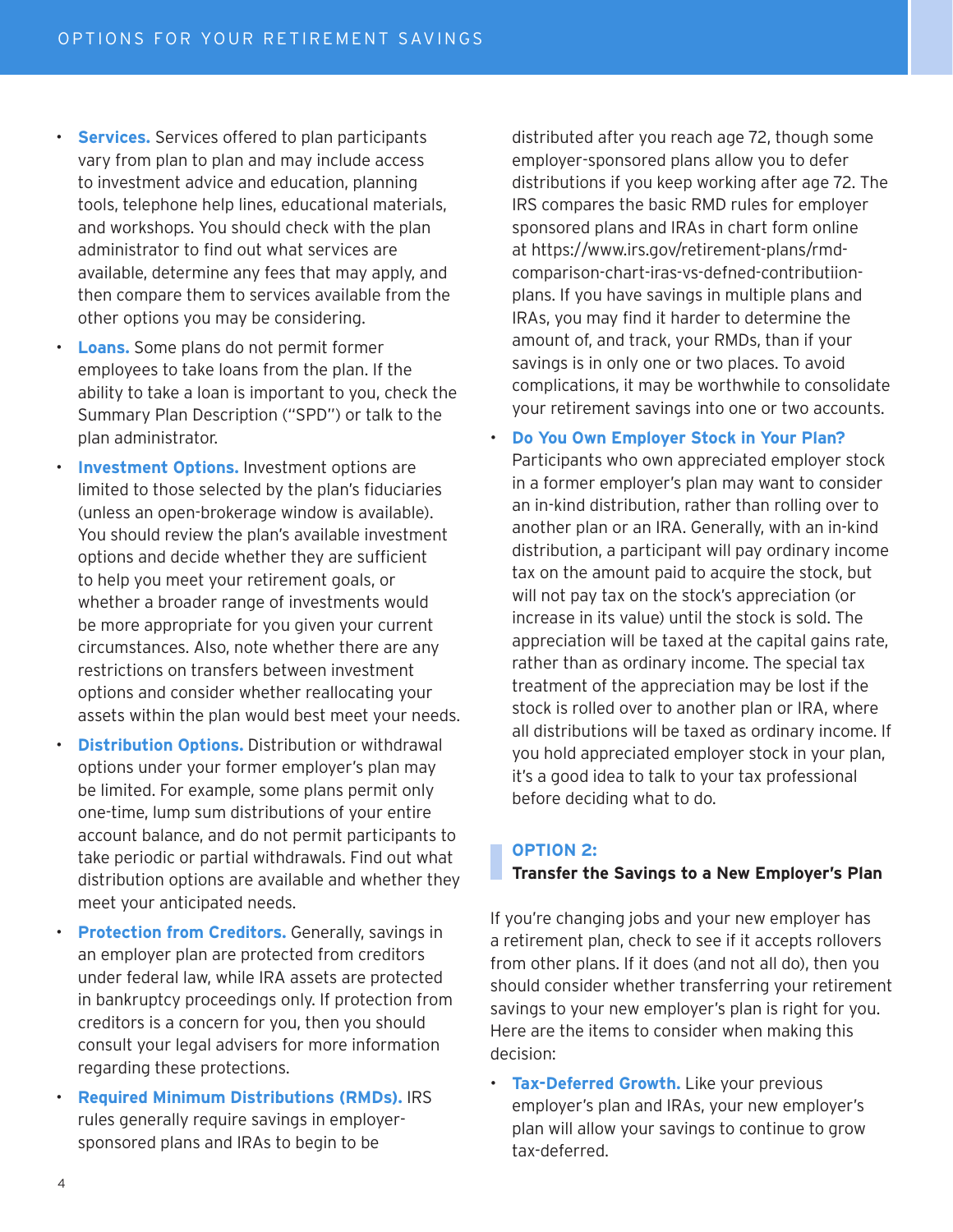- **Services.** Services offered to plan participants vary from plan to plan and may include access to investment advice and education, planning tools, telephone help lines, educational materials, and workshops. You should check with the plan administrator to find out what services are available, determine any fees that may apply, and then compare them to services available from the other options you may be considering.
- **Loans.** Some plans do not permit former employees to take loans from the plan. If the ability to take a loan is important to you, check the Summary Plan Description ("SPD") or talk to the plan administrator.
- **Investment Options.** Investment options are limited to those selected by the plan's fiduciaries (unless an open-brokerage window is available). You should review the plan's available investment options and decide whether they are sufficient to help you meet your retirement goals, or whether a broader range of investments would be more appropriate for you given your current circumstances. Also, note whether there are any restrictions on transfers between investment options and consider whether reallocating your assets within the plan would best meet your needs.
- **Distribution Options.** Distribution or withdrawal options under your former employer's plan may be limited. For example, some plans permit only one-time, lump sum distributions of your entire account balance, and do not permit participants to take periodic or partial withdrawals. Find out what distribution options are available and whether they meet your anticipated needs.
- **Protection from Creditors.** Generally, savings in an employer plan are protected from creditors under federal law, while IRA assets are protected in bankruptcy proceedings only. If protection from creditors is a concern for you, then you should consult your legal advisers for more information regarding these protections.
- **Required Minimum Distributions (RMDs).** IRS rules generally require savings in employer-sponsored plans and IRAs to begin to be distributed after you reach age 72, though some employer-sponsored plans allow you to defer distributions if you keep working after age 72. The IRS compares the basic RMD rules for employer sponsored plans and IRAs in chart form online at https://www.irs.gov/retirement-plans/rmd-comparison-chart-iras-vs-defned-contributiion-plans. If you have savings in multiple plans and IRAs, you may find it harder to determine the amount of, and track, your RMDs, than if your savings is in only one or two places. To avoid complications, it may be worthwhile to consolidate your retirement savings into one or two accounts.
- **Do You Own Employer Stock in Your Plan?** Participants who own appreciated employer stock in a former employer's plan may want to consider an in-kind distribution, rather than rolling over to another plan or an IRA. Generally, with an in-kind distribution, a participant will pay ordinary income tax on the amount paid to acquire the stock, but will not pay tax on the stock's appreciation (or increase in its value) until the stock is sold. The appreciation will be taxed at the capital gains rate, rather than as ordinary income. The special tax treatment of the appreciation may be lost if the stock is rolled over to another plan or IRA, where all distributions will be taxed as ordinary income. If you hold appreciated employer stock in your plan, it's a good idea to talk to your tax professional before deciding what to do.

## OPTION 2:
### Transfer the Savings to a New Employer's Plan

If you're changing jobs and your new employer has a retirement plan, check to see if it accepts rollovers from other plans. If it does (and not all do), then you should consider whether transferring your retirement savings to your new employer's plan is right for you. Here are the items to consider when making this decision:

- **Tax-Deferred Growth.** Like your previous employer's plan and IRAs, your new employer's plan will allow your savings to continue to grow tax-deferred.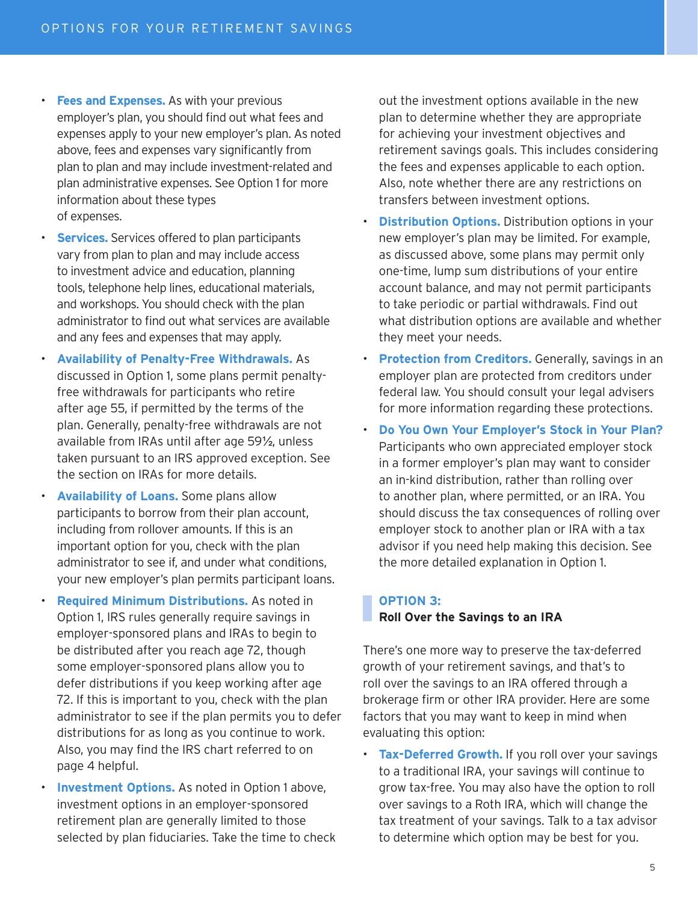- **Fees and Expenses.** As with your previous employer's plan, you should find out what fees and expenses apply to your new employer's plan. As noted above, fees and expenses vary significantly from plan to plan and may include investment-related and plan administrative expenses. See Option 1 for more information about these types of expenses.
- **Services.** Services offered to plan participants vary from plan to plan and may include access to investment advice and education, planning tools, telephone help lines, educational materials, and workshops. You should check with the plan administrator to find out what services are available and any fees and expenses that may apply.
- **Availability of Penalty-Free Withdrawals.** As discussed in Option 1, some plans permit penalty-free withdrawals for participants who retire after age 55, if permitted by the terms of the plan. Generally, penalty-free withdrawals are not available from IRAs until after age 59½, unless taken pursuant to an IRS approved exception. See the section on IRAs for more details.
- **Availability of Loans.** Some plans allow participants to borrow from their plan account, including from rollover amounts. If this is an important option for you, check with the plan administrator to see if, and under what conditions, your new employer's plan permits participant loans.
- **Required Minimum Distributions.** As noted in Option 1, IRS rules generally require savings in employer-sponsored plans and IRAs to begin to be distributed after you reach age 72, though some employer-sponsored plans allow you to defer distributions if you keep working after age 72. If this is important to you, check with the plan administrator to see if the plan permits you to defer distributions for as long as you continue to work. Also, you may find the IRS chart referred to on page 4 helpful.
- **Investment Options.** As noted in Option 1 above, investment options in an employer-sponsored retirement plan are generally limited to those selected by plan fiduciaries. Take the time to check out the investment options available in the new plan to determine whether they are appropriate for achieving your investment objectives and retirement savings goals. This includes considering the fees and expenses applicable to each option. Also, note whether there are any restrictions on transfers between investment options.
- **Distribution Options.** Distribution options in your new employer's plan may be limited. For example, as discussed above, some plans may permit only one-time, lump sum distributions of your entire account balance, and may not permit participants to take periodic or partial withdrawals. Find out what distribution options are available and whether they meet your needs.
- **Protection from Creditors.** Generally, savings in an employer plan are protected from creditors under federal law. You should consult your legal advisers for more information regarding these protections.
- **Do You Own Your Employer's Stock in Your Plan?** Participants who own appreciated employer stock in a former employer's plan may want to consider an in-kind distribution, rather than rolling over to another plan, where permitted, or an IRA. You should discuss the tax consequences of rolling over employer stock to another plan or IRA with a tax advisor if you need help making this decision. See the more detailed explanation in Option 1.

## OPTION 3: Roll Over the Savings to an IRA

There's one more way to preserve the tax-deferred growth of your retirement savings, and that's to roll over the savings to an IRA offered through a brokerage firm or other IRA provider. Here are some factors that you may want to keep in mind when evaluating this option:

- **Tax-Deferred Growth.** If you roll over your savings to a traditional IRA, your savings will continue to grow tax-free. You may also have the option to roll over savings to a Roth IRA, which will change the tax treatment of your savings. Talk to a tax advisor to determine which option may be best for you.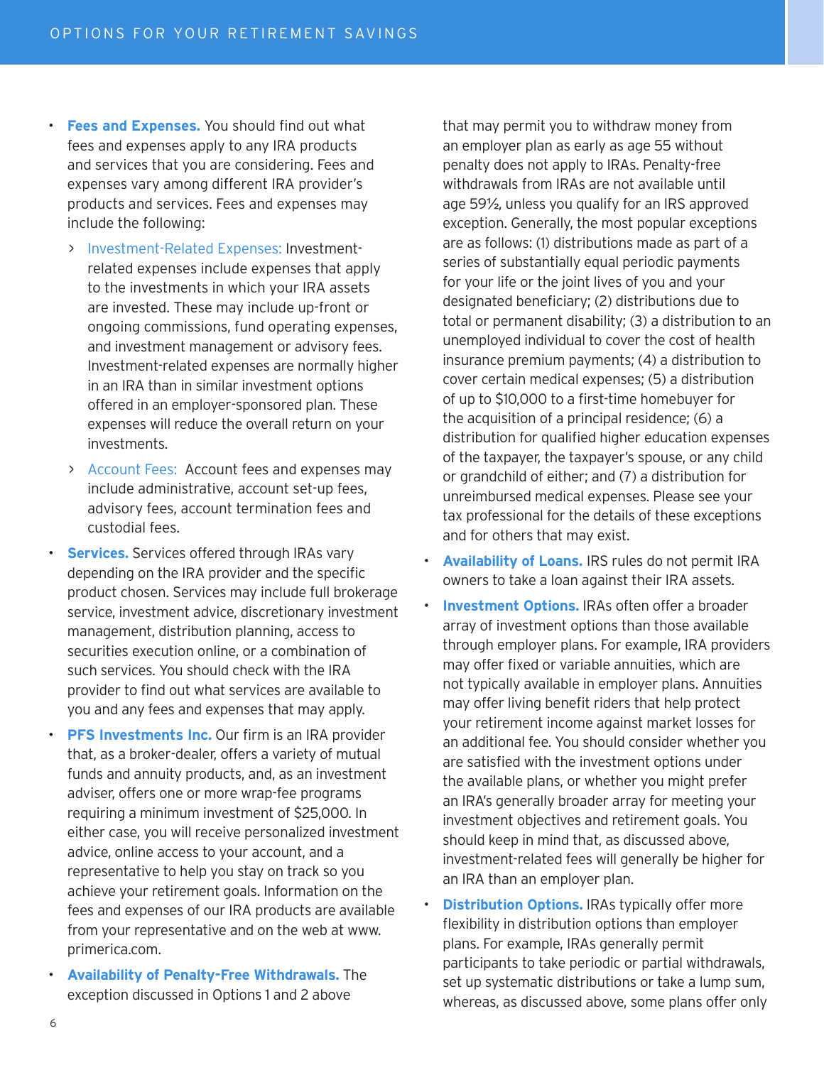- **Fees and Expenses.** You should find out what fees and expenses apply to any IRA products and services that you are considering. Fees and expenses vary among different IRA provider's products and services. Fees and expenses may include the following:
  - Investment-Related Expenses: Investment-related expenses include expenses that apply to the investments in which your IRA assets are invested. These may include up-front or ongoing commissions, fund operating expenses, and investment management or advisory fees. Investment-related expenses are normally higher in an IRA than in similar investment options offered in an employer-sponsored plan. These expenses will reduce the overall return on your investments.
  - Account Fees: Account fees and expenses may include administrative, account set-up fees, advisory fees, account termination fees and custodial fees.
- **Services.** Services offered through IRAs vary depending on the IRA provider and the specific product chosen. Services may include full brokerage service, investment advice, discretionary investment management, distribution planning, access to securities execution online, or a combination of such services. You should check with the IRA provider to find out what services are available to you and any fees and expenses that may apply.
- **PFS Investments Inc.** Our firm is an IRA provider that, as a broker-dealer, offers a variety of mutual funds and annuity products, and, as an investment adviser, offers one or more wrap-fee programs requiring a minimum investment of $25,000. In either case, you will receive personalized investment advice, online access to your account, and a representative to help you stay on track so you achieve your retirement goals. Information on the fees and expenses of our IRA products are available from your representative and on the web at www.primerica.com.
- **Availability of Penalty-Free Withdrawals.** The exception discussed in Options 1 and 2 above that may permit you to withdraw money from an employer plan as early as age 55 without penalty does not apply to IRAs. Penalty-free withdrawals from IRAs are not available until age 59½, unless you qualify for an IRS approved exception. Generally, the most popular exceptions are as follows: (1) distributions made as part of a series of substantially equal periodic payments for your life or the joint lives of you and your designated beneficiary; (2) distributions due to total or permanent disability; (3) a distribution to an unemployed individual to cover the cost of health insurance premium payments; (4) a distribution to cover certain medical expenses; (5) a distribution of up to $10,000 to a first-time homebuyer for the acquisition of a principal residence; (6) a distribution for qualified higher education expenses of the taxpayer, the taxpayer's spouse, or any child or grandchild of either; and (7) a distribution for unreimbursed medical expenses. Please see your tax professional for the details of these exceptions and for others that may exist.
- **Availability of Loans.** IRS rules do not permit IRA owners to take a loan against their IRA assets.
- **Investment Options.** IRAs often offer a broader array of investment options than those available through employer plans. For example, IRA providers may offer fixed or variable annuities, which are not typically available in employer plans. Annuities may offer living benefit riders that help protect your retirement income against market losses for an additional fee. You should consider whether you are satisfied with the investment options under the available plans, or whether you might prefer an IRA's generally broader array for meeting your investment objectives and retirement goals. You should keep in mind that, as discussed above, investment-related fees will generally be higher for an IRA than an employer plan.
- **Distribution Options.** IRAs typically offer more flexibility in distribution options than employer plans. For example, IRAs generally permit participants to take periodic or partial withdrawals, set up systematic distributions or take a lump sum, whereas, as discussed above, some plans offer only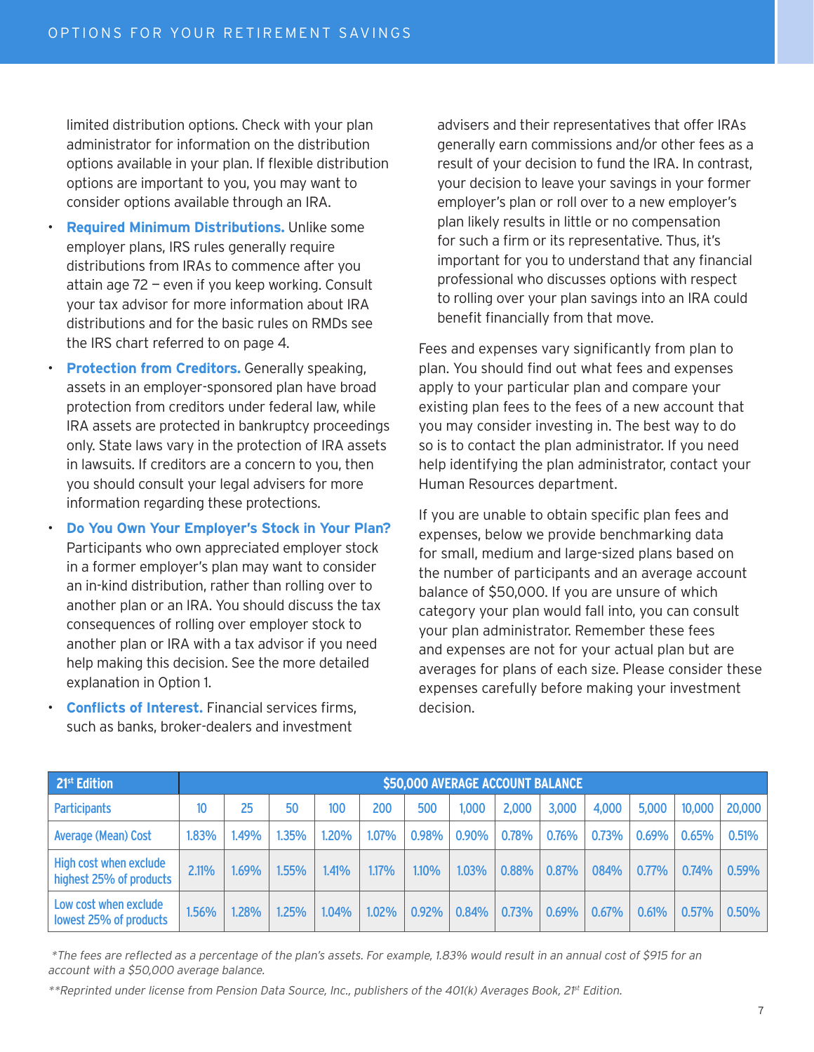limited distribution options. Check with your plan administrator for information on the distribution options available in your plan. If flexible distribution options are important to you, you may want to consider options available through an IRA.

- **Required Minimum Distributions.** Unlike some employer plans, IRS rules generally require distributions from IRAs to commence after you attain age 72 — even if you keep working. Consult your tax advisor for more information about IRA distributions and for the basic rules on RMDs see the IRS chart referred to on page 4.
- **Protection from Creditors.** Generally speaking, assets in an employer-sponsored plan have broad protection from creditors under federal law, while IRA assets are protected in bankruptcy proceedings only. State laws vary in the protection of IRA assets in lawsuits. If creditors are a concern to you, then you should consult your legal advisers for more information regarding these protections.
- **Do You Own Your Employer's Stock in Your Plan?** Participants who own appreciated employer stock in a former employer's plan may want to consider an in-kind distribution, rather than rolling over to another plan or an IRA. You should discuss the tax consequences of rolling over employer stock to another plan or IRA with a tax advisor if you need help making this decision. See the more detailed explanation in Option 1.
- **Conflicts of Interest.** Financial services firms, such as banks, broker-dealers and investment advisers and their representatives that offer IRAs generally earn commissions and/or other fees as a result of your decision to fund the IRA. In contrast, your decision to leave your savings in your former employer's plan or roll over to a new employer's plan likely results in little or no compensation for such a firm or its representative. Thus, it's important for you to understand that any financial professional who discusses options with respect to rolling over your plan savings into an IRA could benefit financially from that move.

Fees and expenses vary significantly from plan to plan. You should find out what fees and expenses apply to your particular plan and compare your existing plan fees to the fees of a new account that you may consider investing in. The best way to do so is to contact the plan administrator. If you need help identifying the plan administrator, contact your Human Resources department.

If you are unable to obtain specific plan fees and expenses, below we provide benchmarking data for small, medium and large-sized plans based on the number of participants and an average account balance of $50,000. If you are unsure of which category your plan would fall into, you can consult your plan administrator. Remember these fees and expenses are not for your actual plan but are averages for plans of each size. Please consider these expenses carefully before making your investment decision.

| 21st Edition | $50,000 AVERAGE ACCOUNT BALANCE | | | | | | | | | | | | |
|---|---|---|---|---|---|---|---|---|---|---|---|---|---|
| Participants | 10 | 25 | 50 | 100 | 200 | 500 | 1,000 | 2,000 | 3,000 | 4,000 | 5,000 | 10,000 | 20,000 |
| Average (Mean) Cost | 1.83% | 1.49% | 1.35% | 1.20% | 1.07% | 0.98% | 0.90% | 0.78% | 0.76% | 0.73% | 0.69% | 0.65% | 0.51% |
| High cost when exclude highest 25% of products | 2.11% | 1.69% | 1.55% | 1.41% | 1.17% | 1.10% | 1.03% | 0.88% | 0.87% | 084% | 0.77% | 0.74% | 0.59% |
| Low cost when exclude lowest 25% of products | 1.56% | 1.28% | 1.25% | 1.04% | 1.02% | 0.92% | 0.84% | 0.73% | 0.69% | 0.67% | 0.61% | 0.57% | 0.50% |

*\*The fees are reflected as a percentage of the plan's assets. For example, 1.83% would result in an annual cost of $915 for an account with a $50,000 average balance.*

*\*\*Reprinted under license from Pension Data Source, Inc., publishers of the 401(k) Averages Book, 21st Edition.*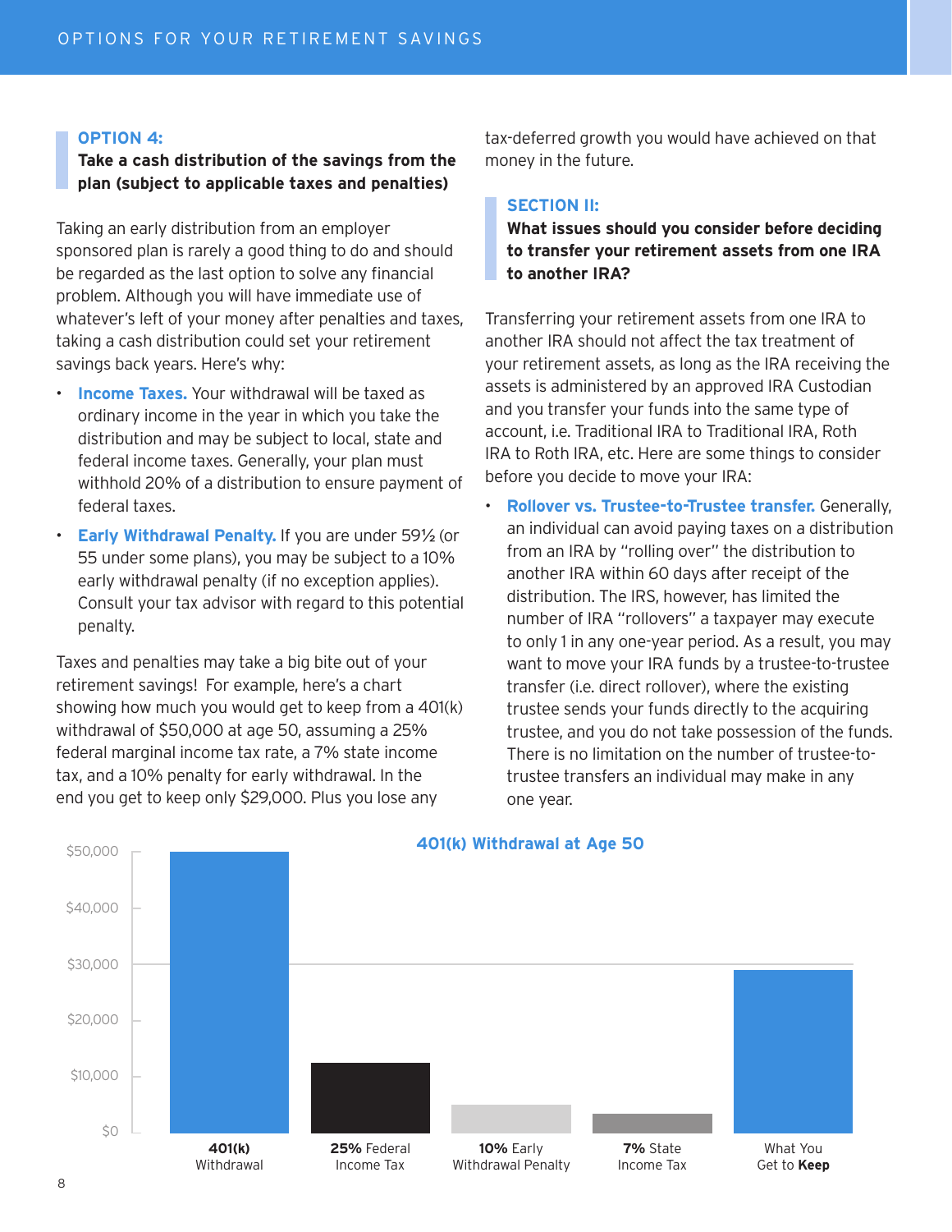### OPTION 4:
**Take a cash distribution of the savings from the plan (subject to applicable taxes and penalties)**

Taking an early distribution from an employer sponsored plan is rarely a good thing to do and should be regarded as the last option to solve any financial problem. Although you will have immediate use of whatever's left of your money after penalties and taxes, taking a cash distribution could set your retirement savings back years. Here's why:

- **Income Taxes.** Your withdrawal will be taxed as ordinary income in the year in which you take the distribution and may be subject to local, state and federal income taxes. Generally, your plan must withhold 20% of a distribution to ensure payment of federal taxes.
- **Early Withdrawal Penalty.** If you are under 59½ (or 55 under some plans), you may be subject to a 10% early withdrawal penalty (if no exception applies). Consult your tax advisor with regard to this potential penalty.

Taxes and penalties may take a big bite out of your retirement savings! For example, here's a chart showing how much you would get to keep from a 401(k) withdrawal of $50,000 at age 50, assuming a 25% federal marginal income tax rate, a 7% state income tax, and a 10% penalty for early withdrawal. In the end you get to keep only $29,000. Plus you lose any tax-deferred growth you would have achieved on that money in the future.

### SECTION II:
**What issues should you consider before deciding to transfer your retirement assets from one IRA to another IRA?**

Transferring your retirement assets from one IRA to another IRA should not affect the tax treatment of your retirement assets, as long as the IRA receiving the assets is administered by an approved IRA Custodian and you transfer your funds into the same type of account, i.e. Traditional IRA to Traditional IRA, Roth IRA to Roth IRA, etc. Here are some things to consider before you decide to move your IRA:

- **Rollover vs. Trustee-to-Trustee transfer.** Generally, an individual can avoid paying taxes on a distribution from an IRA by "rolling over" the distribution to another IRA within 60 days after receipt of the distribution. The IRS, however, has limited the number of IRA "rollovers" a taxpayer may execute to only 1 in any one-year period. As a result, you may want to move your IRA funds by a trustee-to-trustee transfer (i.e. direct rollover), where the existing trustee sends your funds directly to the acquiring trustee, and you do not take possession of the funds. There is no limitation on the number of trustee-to-trustee transfers an individual may make in any one year.

**401(k) Withdrawal at Age 50**

| | Amount (approx.) |
|---|---|
| **401(k)** Withdrawal | $50,000 |
| **25%** Federal Income Tax | $12,500 |
| **10%** Early Withdrawal Penalty | $5,000 |
| **7%** State Income Tax | $3,500 |
| What You Get to **Keep** | $29,000 |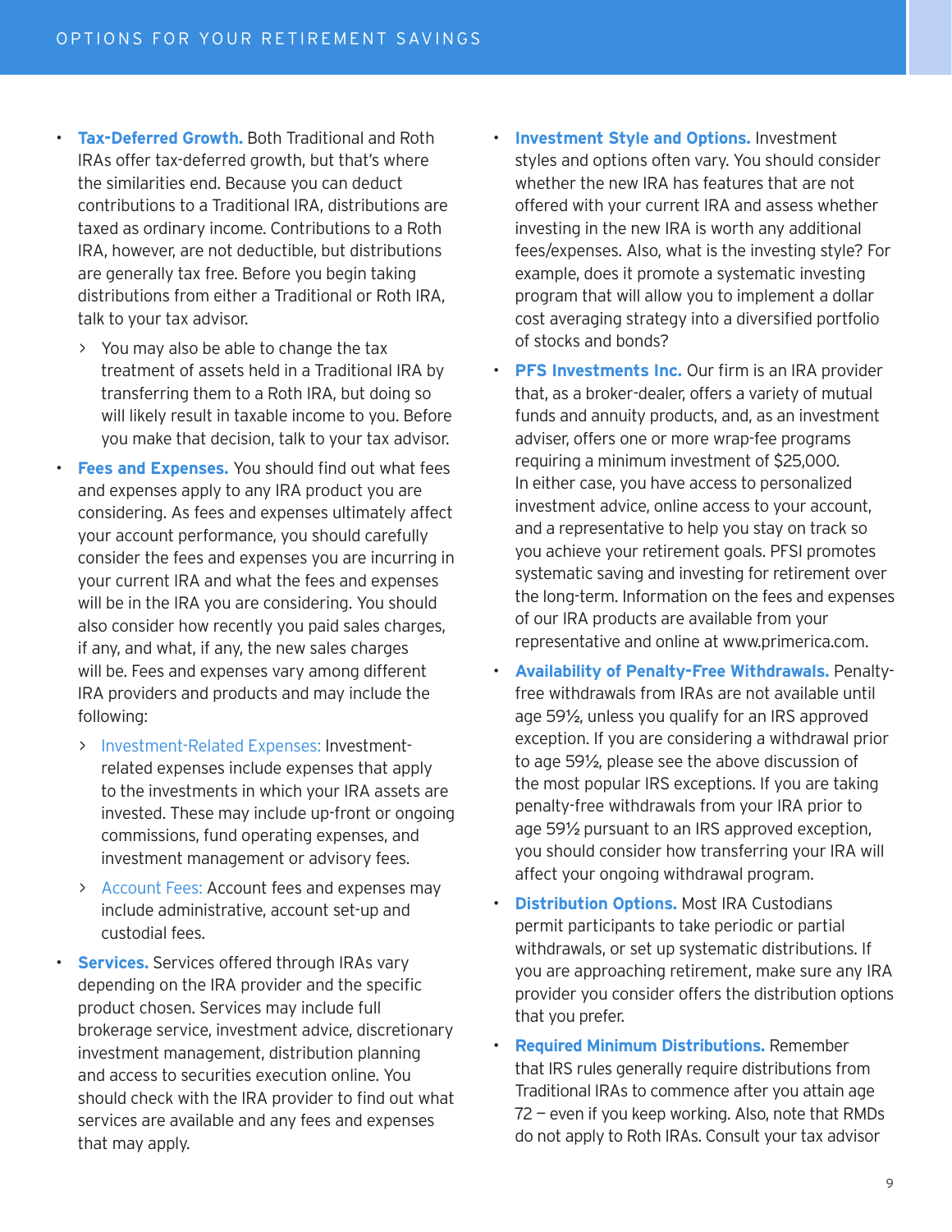- **Tax-Deferred Growth.** Both Traditional and Roth IRAs offer tax-deferred growth, but that's where the similarities end. Because you can deduct contributions to a Traditional IRA, distributions are taxed as ordinary income. Contributions to a Roth IRA, however, are not deductible, but distributions are generally tax free. Before you begin taking distributions from either a Traditional or Roth IRA, talk to your tax advisor.
  - You may also be able to change the tax treatment of assets held in a Traditional IRA by transferring them to a Roth IRA, but doing so will likely result in taxable income to you. Before you make that decision, talk to your tax advisor.
- **Fees and Expenses.** You should find out what fees and expenses apply to any IRA product you are considering. As fees and expenses ultimately affect your account performance, you should carefully consider the fees and expenses you are incurring in your current IRA and what the fees and expenses will be in the IRA you are considering. You should also consider how recently you paid sales charges, if any, and what, if any, the new sales charges will be. Fees and expenses vary among different IRA providers and products and may include the following:
  - Investment-Related Expenses: Investment-related expenses include expenses that apply to the investments in which your IRA assets are invested. These may include up-front or ongoing commissions, fund operating expenses, and investment management or advisory fees.
  - Account Fees: Account fees and expenses may include administrative, account set-up and custodial fees.
- **Services.** Services offered through IRAs vary depending on the IRA provider and the specific product chosen. Services may include full brokerage service, investment advice, discretionary investment management, distribution planning and access to securities execution online. You should check with the IRA provider to find out what services are available and any fees and expenses that may apply.
- **Investment Style and Options.** Investment styles and options often vary. You should consider whether the new IRA has features that are not offered with your current IRA and assess whether investing in the new IRA is worth any additional fees/expenses. Also, what is the investing style? For example, does it promote a systematic investing program that will allow you to implement a dollar cost averaging strategy into a diversified portfolio of stocks and bonds?
- **PFS Investments Inc.** Our firm is an IRA provider that, as a broker-dealer, offers a variety of mutual funds and annuity products, and, as an investment adviser, offers one or more wrap-fee programs requiring a minimum investment of $25,000. In either case, you have access to personalized investment advice, online access to your account, and a representative to help you stay on track so you achieve your retirement goals. PFSI promotes systematic saving and investing for retirement over the long-term. Information on the fees and expenses of our IRA products are available from your representative and online at www.primerica.com.
- **Availability of Penalty-Free Withdrawals.** Penalty-free withdrawals from IRAs are not available until age 59½, unless you qualify for an IRS approved exception. If you are considering a withdrawal prior to age 59½, please see the above discussion of the most popular IRS exceptions. If you are taking penalty-free withdrawals from your IRA prior to age 59½ pursuant to an IRS approved exception, you should consider how transferring your IRA will affect your ongoing withdrawal program.
- **Distribution Options.** Most IRA Custodians permit participants to take periodic or partial withdrawals, or set up systematic distributions. If you are approaching retirement, make sure any IRA provider you consider offers the distribution options that you prefer.
- **Required Minimum Distributions.** Remember that IRS rules generally require distributions from Traditional IRAs to commence after you attain age 72 – even if you keep working. Also, note that RMDs do not apply to Roth IRAs. Consult your tax advisor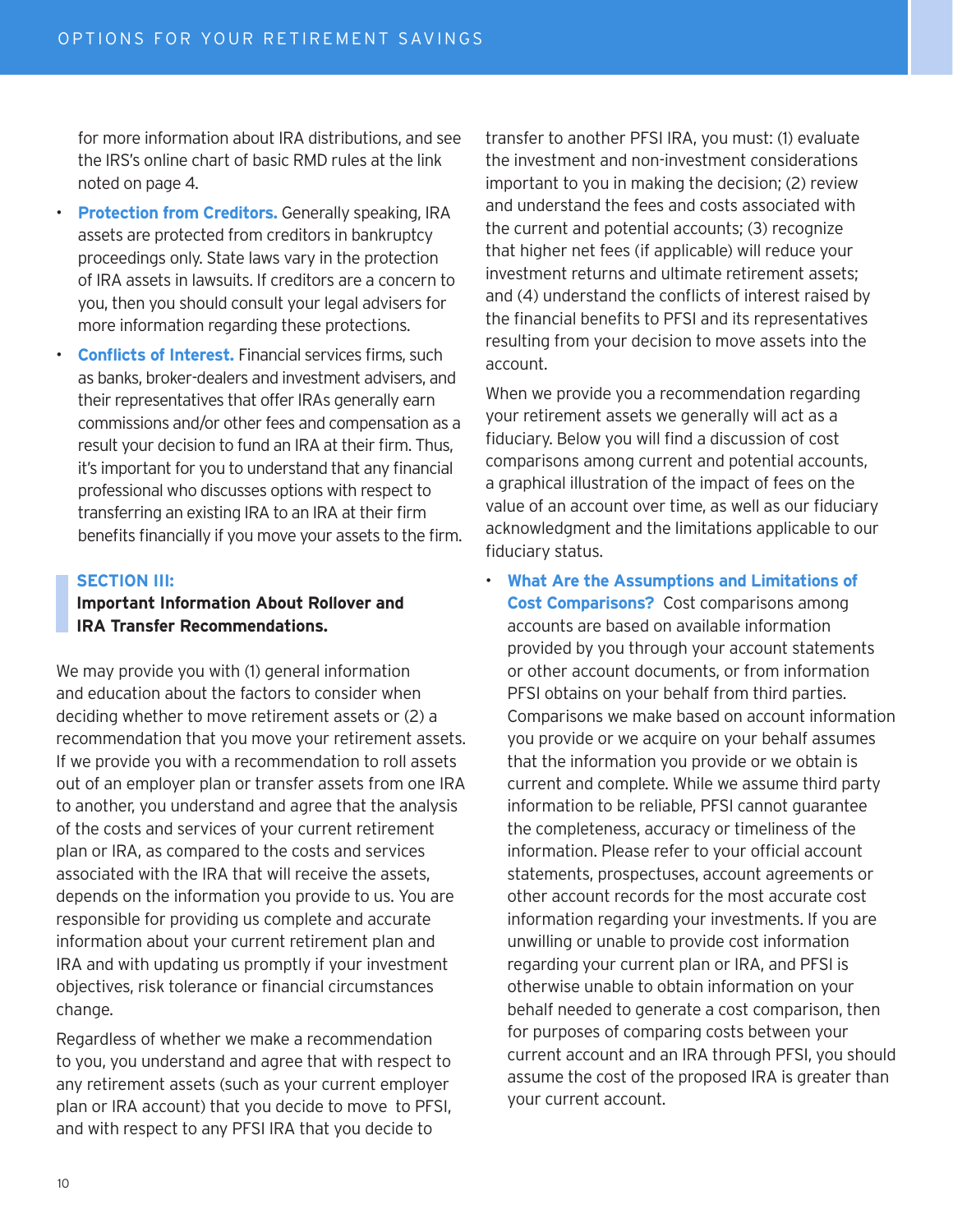for more information about IRA distributions, and see the IRS's online chart of basic RMD rules at the link noted on page 4.

- **Protection from Creditors.** Generally speaking, IRA assets are protected from creditors in bankruptcy proceedings only. State laws vary in the protection of IRA assets in lawsuits. If creditors are a concern to you, then you should consult your legal advisers for more information regarding these protections.
- **Conflicts of Interest.** Financial services firms, such as banks, broker-dealers and investment advisers, and their representatives that offer IRAs generally earn commissions and/or other fees and compensation as a result your decision to fund an IRA at their firm. Thus, it's important for you to understand that any financial professional who discusses options with respect to transferring an existing IRA to an IRA at their firm benefits financially if you move your assets to the firm.

## SECTION III:
**Important Information About Rollover and IRA Transfer Recommendations.**

We may provide you with (1) general information and education about the factors to consider when deciding whether to move retirement assets or (2) a recommendation that you move your retirement assets. If we provide you with a recommendation to roll assets out of an employer plan or transfer assets from one IRA to another, you understand and agree that the analysis of the costs and services of your current retirement plan or IRA, as compared to the costs and services associated with the IRA that will receive the assets, depends on the information you provide to us. You are responsible for providing us complete and accurate information about your current retirement plan and IRA and with updating us promptly if your investment objectives, risk tolerance or financial circumstances change.

Regardless of whether we make a recommendation to you, you understand and agree that with respect to any retirement assets (such as your current employer plan or IRA account) that you decide to move to PFSI, and with respect to any PFSI IRA that you decide to transfer to another PFSI IRA, you must: (1) evaluate the investment and non-investment considerations important to you in making the decision; (2) review and understand the fees and costs associated with the current and potential accounts; (3) recognize that higher net fees (if applicable) will reduce your investment returns and ultimate retirement assets; and (4) understand the conflicts of interest raised by the financial benefits to PFSI and its representatives resulting from your decision to move assets into the account.

When we provide you a recommendation regarding your retirement assets we generally will act as a fiduciary. Below you will find a discussion of cost comparisons among current and potential accounts, a graphical illustration of the impact of fees on the value of an account over time, as well as our fiduciary acknowledgment and the limitations applicable to our fiduciary status.

- **What Are the Assumptions and Limitations of Cost Comparisons?** Cost comparisons among accounts are based on available information provided by you through your account statements or other account documents, or from information PFSI obtains on your behalf from third parties. Comparisons we make based on account information you provide or we acquire on your behalf assumes that the information you provide or we obtain is current and complete. While we assume third party information to be reliable, PFSI cannot guarantee the completeness, accuracy or timeliness of the information. Please refer to your official account statements, prospectuses, account agreements or other account records for the most accurate cost information regarding your investments. If you are unwilling or unable to provide cost information regarding your current plan or IRA, and PFSI is otherwise unable to obtain information on your behalf needed to generate a cost comparison, then for purposes of comparing costs between your current account and an IRA through PFSI, you should assume the cost of the proposed IRA is greater than your current account.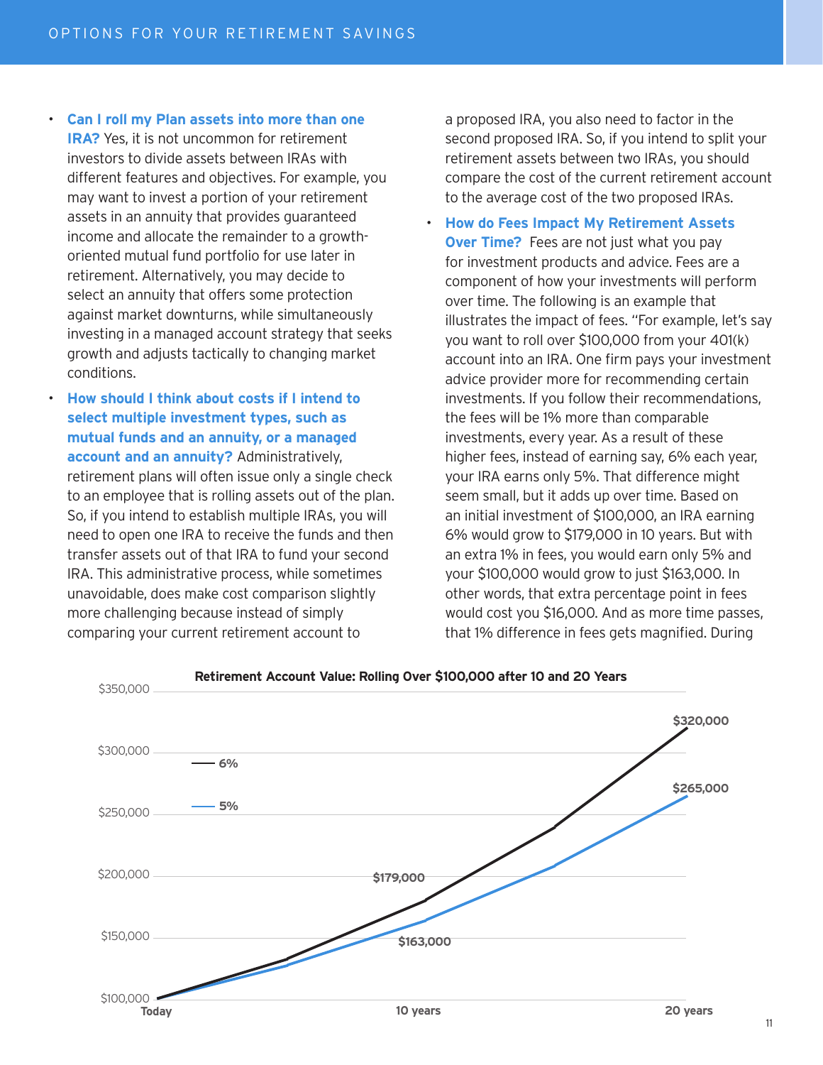- **Can I roll my Plan assets into more than one IRA?** Yes, it is not uncommon for retirement investors to divide assets between IRAs with different features and objectives. For example, you may want to invest a portion of your retirement assets in an annuity that provides guaranteed income and allocate the remainder to a growth-oriented mutual fund portfolio for use later in retirement. Alternatively, you may decide to select an annuity that offers some protection against market downturns, while simultaneously investing in a managed account strategy that seeks growth and adjusts tactically to changing market conditions.
- **How should I think about costs if I intend to select multiple investment types, such as mutual funds and an annuity, or a managed account and an annuity?** Administratively, retirement plans will often issue only a single check to an employee that is rolling assets out of the plan. So, if you intend to establish multiple IRAs, you will need to open one IRA to receive the funds and then transfer assets out of that IRA to fund your second IRA. This administrative process, while sometimes unavoidable, does make cost comparison slightly more challenging because instead of simply comparing your current retirement account to a proposed IRA, you also need to factor in the second proposed IRA. So, if you intend to split your retirement assets between two IRAs, you should compare the cost of the current retirement account to the average cost of the two proposed IRAs.
- **How do Fees Impact My Retirement Assets Over Time?** Fees are not just what you pay for investment products and advice. Fees are a component of how your investments will perform over time. The following is an example that illustrates the impact of fees. "For example, let's say you want to roll over $100,000 from your 401(k) account into an IRA. One firm pays your investment advice provider more for recommending certain investments. If you follow their recommendations, the fees will be 1% more than comparable investments, every year. As a result of these higher fees, instead of earning say, 6% each year, your IRA earns only 5%. That difference might seem small, but it adds up over time. Based on an initial investment of $100,000, an IRA earning 6% would grow to $179,000 in 10 years. But with an extra 1% in fees, you would earn only 5% and your $100,000 would grow to just $163,000. In other words, that extra percentage point in fees would cost you $16,000. And as more time passes, that 1% difference in fees gets magnified. During

**Retirement Account Value: Rolling Over $100,000 after 10 and 20 Years**

| | Today | 10 years | 20 years |
|---|---|---|---|
| 6% | $100,000 | $179,000 | $320,000 |
| 5% | $100,000 | $163,000 | $265,000 |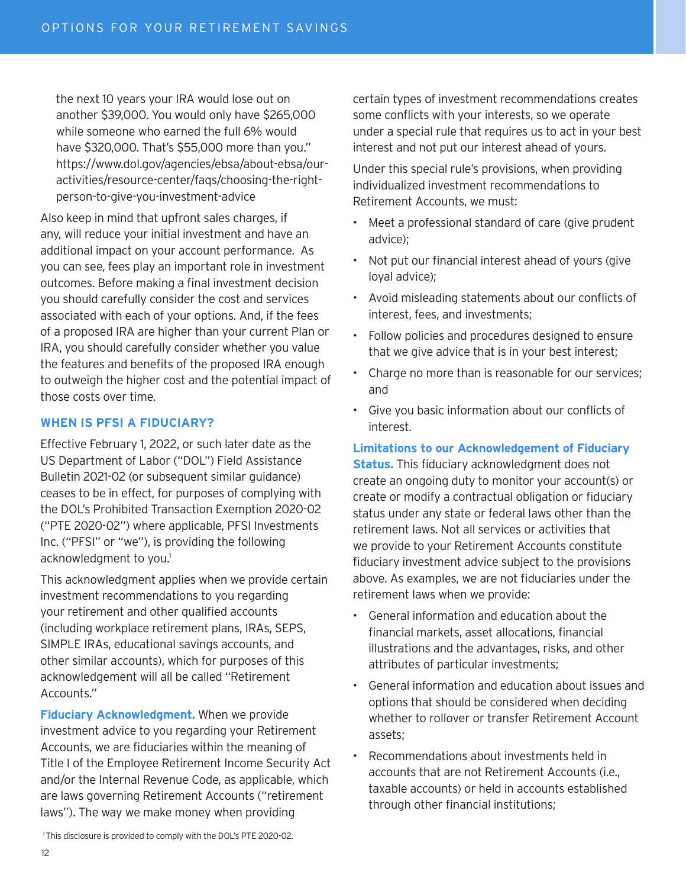the next 10 years your IRA would lose out on another $39,000. You would only have $265,000 while someone who earned the full 6% would have $320,000. That's $55,000 more than you." https://www.dol.gov/agencies/ebsa/about-ebsa/our-activities/resource-center/faqs/choosing-the-right-person-to-give-you-investment-advice

Also keep in mind that upfront sales charges, if any, will reduce your initial investment and have an additional impact on your account performance. As you can see, fees play an important role in investment outcomes. Before making a final investment decision you should carefully consider the cost and services associated with each of your options. And, if the fees of a proposed IRA are higher than your current Plan or IRA, you should carefully consider whether you value the features and benefits of the proposed IRA enough to outweigh the higher cost and the potential impact of those costs over time.

## WHEN IS PFSI A FIDUCIARY?

Effective February 1, 2022, or such later date as the US Department of Labor ("DOL") Field Assistance Bulletin 2021-02 (or subsequent similar guidance) ceases to be in effect, for purposes of complying with the DOL's Prohibited Transaction Exemption 2020-02 ("PTE 2020-02") where applicable, PFSI Investments Inc. ("PFSI" or "we"), is providing the following acknowledgment to you.[1]

This acknowledgment applies when we provide certain investment recommendations to you regarding your retirement and other qualified accounts (including workplace retirement plans, IRAs, SEPS, SIMPLE IRAs, educational savings accounts, and other similar accounts), which for purposes of this acknowledgement will all be called "Retirement Accounts."

**Fiduciary Acknowledgment.** When we provide investment advice to you regarding your Retirement Accounts, we are fiduciaries within the meaning of Title I of the Employee Retirement Income Security Act and/or the Internal Revenue Code, as applicable, which are laws governing Retirement Accounts ("retirement laws"). The way we make money when providing certain types of investment recommendations creates some conflicts with your interests, so we operate under a special rule that requires us to act in your best interest and not put our interest ahead of yours.

Under this special rule's provisions, when providing individualized investment recommendations to Retirement Accounts, we must:

- Meet a professional standard of care (give prudent advice);
- Not put our financial interest ahead of yours (give loyal advice);
- Avoid misleading statements about our conflicts of interest, fees, and investments;
- Follow policies and procedures designed to ensure that we give advice that is in your best interest;
- Charge no more than is reasonable for our services; and
- Give you basic information about our conflicts of interest.

**Limitations to our Acknowledgement of Fiduciary Status.** This fiduciary acknowledgment does not create an ongoing duty to monitor your account(s) or create or modify a contractual obligation or fiduciary status under any state or federal laws other than the retirement laws. Not all services or activities that we provide to your Retirement Accounts constitute fiduciary investment advice subject to the provisions above. As examples, we are not fiduciaries under the retirement laws when we provide:

- General information and education about the financial markets, asset allocations, financial illustrations and the advantages, risks, and other attributes of particular investments;
- General information and education about issues and options that should be considered when deciding whether to rollover or transfer Retirement Account assets;
- Recommendations about investments held in accounts that are not Retirement Accounts (i.e., taxable accounts) or held in accounts established through other financial institutions;

[1] This disclosure is provided to comply with the DOL's PTE 2020-02.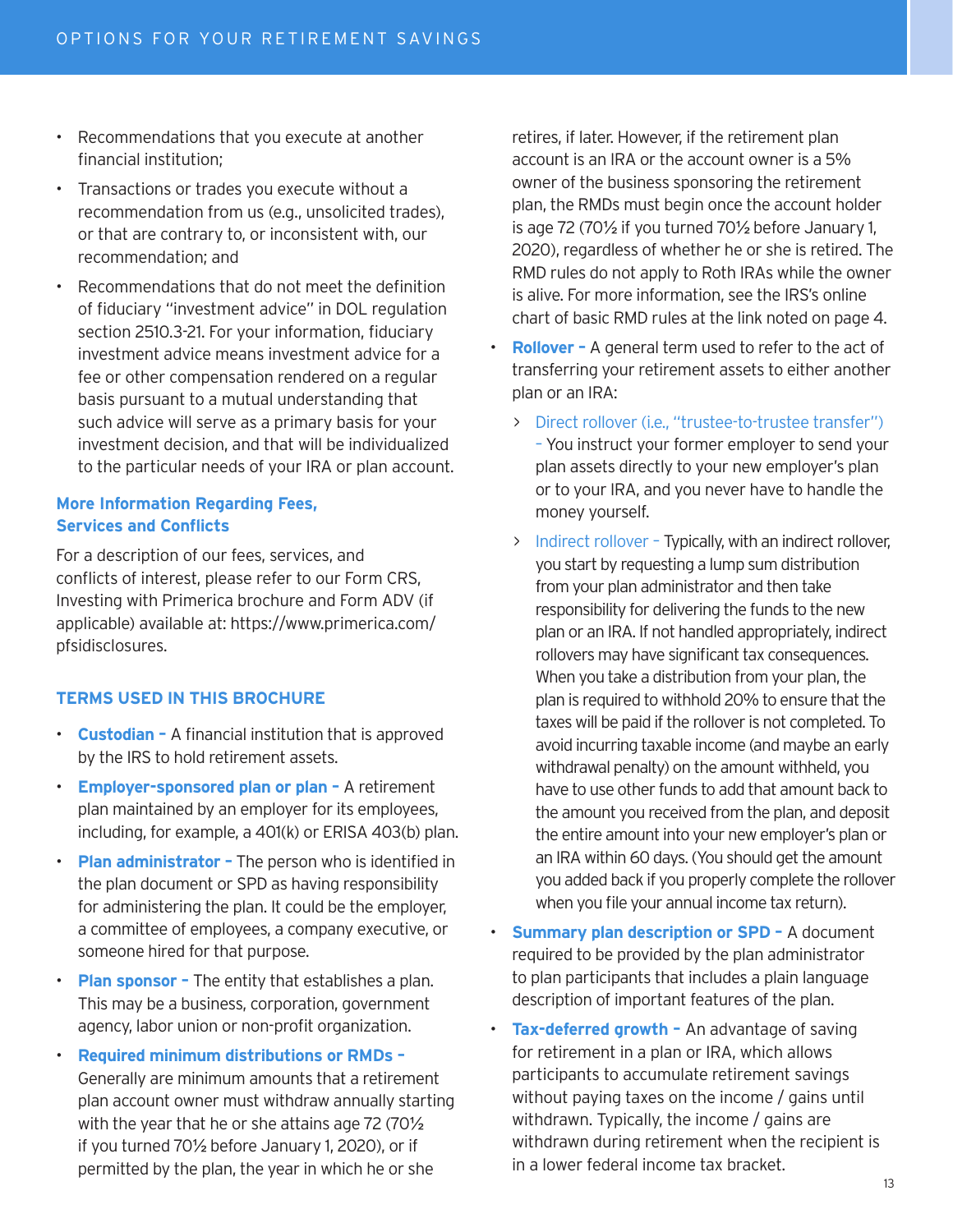- Recommendations that you execute at another financial institution;
- Transactions or trades you execute without a recommendation from us (e.g., unsolicited trades), or that are contrary to, or inconsistent with, our recommendation; and
- Recommendations that do not meet the definition of fiduciary "investment advice" in DOL regulation section 2510.3-21. For your information, fiduciary investment advice means investment advice for a fee or other compensation rendered on a regular basis pursuant to a mutual understanding that such advice will serve as a primary basis for your investment decision, and that will be individualized to the particular needs of your IRA or plan account.

### More Information Regarding Fees, Services and Conflicts

For a description of our fees, services, and conflicts of interest, please refer to our Form CRS, Investing with Primerica brochure and Form ADV (if applicable) available at: https://www.primerica.com/pfsidisclosures.

## TERMS USED IN THIS BROCHURE

- **Custodian** – A financial institution that is approved by the IRS to hold retirement assets.
- **Employer-sponsored plan or plan** – A retirement plan maintained by an employer for its employees, including, for example, a 401(k) or ERISA 403(b) plan.
- **Plan administrator** – The person who is identified in the plan document or SPD as having responsibility for administering the plan. It could be the employer, a committee of employees, a company executive, or someone hired for that purpose.
- **Plan sponsor** – The entity that establishes a plan. This may be a business, corporation, government agency, labor union or non-profit organization.
- **Required minimum distributions or RMDs** – Generally are minimum amounts that a retirement plan account owner must withdraw annually starting with the year that he or she attains age 72 (70½ if you turned 70½ before January 1, 2020), or if permitted by the plan, the year in which he or she retires, if later. However, if the retirement plan account is an IRA or the account owner is a 5% owner of the business sponsoring the retirement plan, the RMDs must begin once the account holder is age 72 (70½ if you turned 70½ before January 1, 2020), regardless of whether he or she is retired. The RMD rules do not apply to Roth IRAs while the owner is alive. For more information, see the IRS's online chart of basic RMD rules at the link noted on page 4.
- **Rollover** – A general term used to refer to the act of transferring your retirement assets to either another plan or an IRA:
  - Direct rollover (i.e., "trustee-to-trustee transfer") – You instruct your former employer to send your plan assets directly to your new employer's plan or to your IRA, and you never have to handle the money yourself.
  - Indirect rollover – Typically, with an indirect rollover, you start by requesting a lump sum distribution from your plan administrator and then take responsibility for delivering the funds to the new plan or an IRA. If not handled appropriately, indirect rollovers may have significant tax consequences. When you take a distribution from your plan, the plan is required to withhold 20% to ensure that the taxes will be paid if the rollover is not completed. To avoid incurring taxable income (and maybe an early withdrawal penalty) on the amount withheld, you have to use other funds to add that amount back to the amount you received from the plan, and deposit the entire amount into your new employer's plan or an IRA within 60 days. (You should get the amount you added back if you properly complete the rollover when you file your annual income tax return).
- **Summary plan description or SPD** – A document required to be provided by the plan administrator to plan participants that includes a plain language description of important features of the plan.
- **Tax-deferred growth** – An advantage of saving for retirement in a plan or IRA, which allows participants to accumulate retirement savings without paying taxes on the income / gains until withdrawn. Typically, the income / gains are withdrawn during retirement when the recipient is in a lower federal income tax bracket.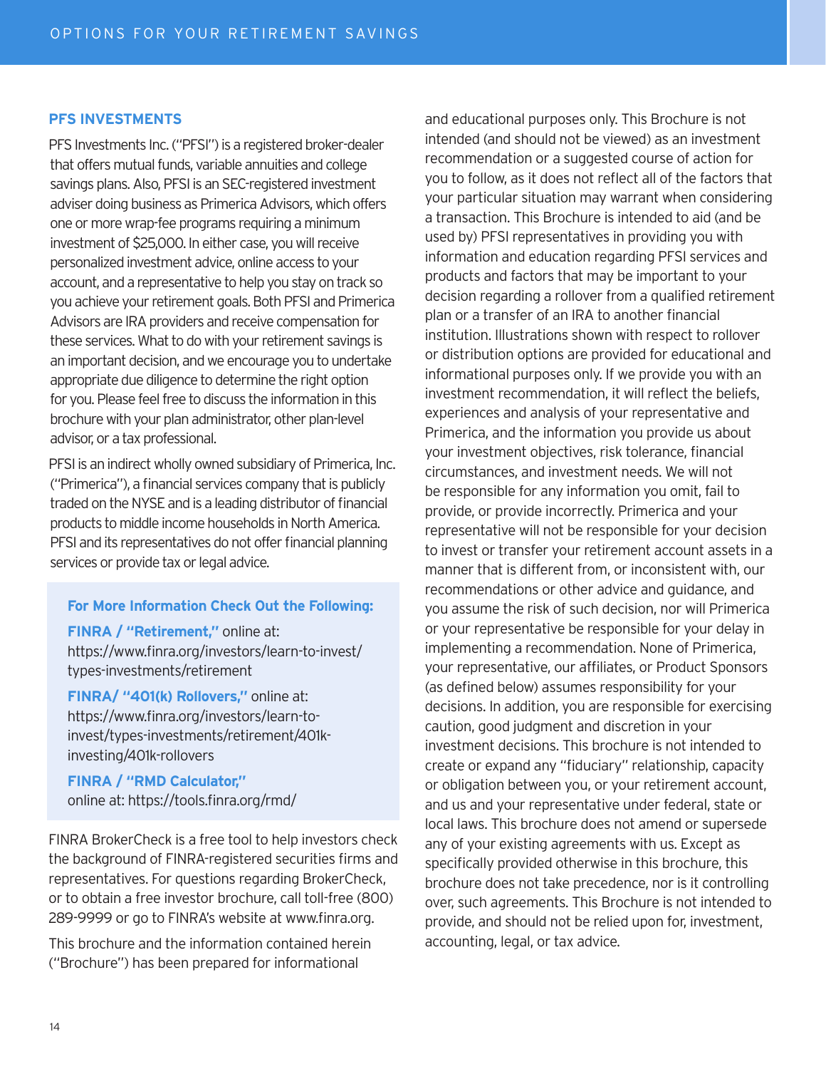## PFS INVESTMENTS

PFS Investments Inc. ("PFSI") is a registered broker-dealer that offers mutual funds, variable annuities and college savings plans. Also, PFSI is an SEC-registered investment adviser doing business as Primerica Advisors, which offers one or more wrap-fee programs requiring a minimum investment of $25,000. In either case, you will receive personalized investment advice, online access to your account, and a representative to help you stay on track so you achieve your retirement goals. Both PFSI and Primerica Advisors are IRA providers and receive compensation for these services. What to do with your retirement savings is an important decision, and we encourage you to undertake appropriate due diligence to determine the right option for you. Please feel free to discuss the information in this brochure with your plan administrator, other plan-level advisor, or a tax professional.

PFSI is an indirect wholly owned subsidiary of Primerica, Inc. ("Primerica"), a financial services company that is publicly traded on the NYSE and is a leading distributor of financial products to middle income households in North America. PFSI and its representatives do not offer financial planning services or provide tax or legal advice.

**For More Information Check Out the Following:**

**FINRA / "Retirement,"** online at: https://www.finra.org/investors/learn-to-invest/types-investments/retirement

**FINRA/ "401(k) Rollovers,"** online at: https://www.finra.org/investors/learn-to-invest/types-investments/retirement/401k-investing/401k-rollovers

**FINRA / "RMD Calculator,"** online at: https://tools.finra.org/rmd/

FINRA BrokerCheck is a free tool to help investors check the background of FINRA-registered securities firms and representatives. For questions regarding BrokerCheck, or to obtain a free investor brochure, call toll-free (800) 289-9999 or go to FINRA's website at www.finra.org.

This brochure and the information contained herein ("Brochure") has been prepared for informational and educational purposes only. This Brochure is not intended (and should not be viewed) as an investment recommendation or a suggested course of action for you to follow, as it does not reflect all of the factors that your particular situation may warrant when considering a transaction. This Brochure is intended to aid (and be used by) PFSI representatives in providing you with information and education regarding PFSI services and products and factors that may be important to your decision regarding a rollover from a qualified retirement plan or a transfer of an IRA to another financial institution. Illustrations shown with respect to rollover or distribution options are provided for educational and informational purposes only. If we provide you with an investment recommendation, it will reflect the beliefs, experiences and analysis of your representative and Primerica, and the information you provide us about your investment objectives, risk tolerance, financial circumstances, and investment needs. We will not be responsible for any information you omit, fail to provide, or provide incorrectly. Primerica and your representative will not be responsible for your decision to invest or transfer your retirement account assets in a manner that is different from, or inconsistent with, our recommendations or other advice and guidance, and you assume the risk of such decision, nor will Primerica or your representative be responsible for your delay in implementing a recommendation. None of Primerica, your representative, our affiliates, or Product Sponsors (as defined below) assumes responsibility for your decisions. In addition, you are responsible for exercising caution, good judgment and discretion in your investment decisions. This brochure is not intended to create or expand any "fiduciary" relationship, capacity or obligation between you, or your retirement account, and us and your representative under federal, state or local laws. This brochure does not amend or supersede any of your existing agreements with us. Except as specifically provided otherwise in this brochure, this brochure does not take precedence, nor is it controlling over, such agreements. This Brochure is not intended to provide, and should not be relied upon for, investment, accounting, legal, or tax advice.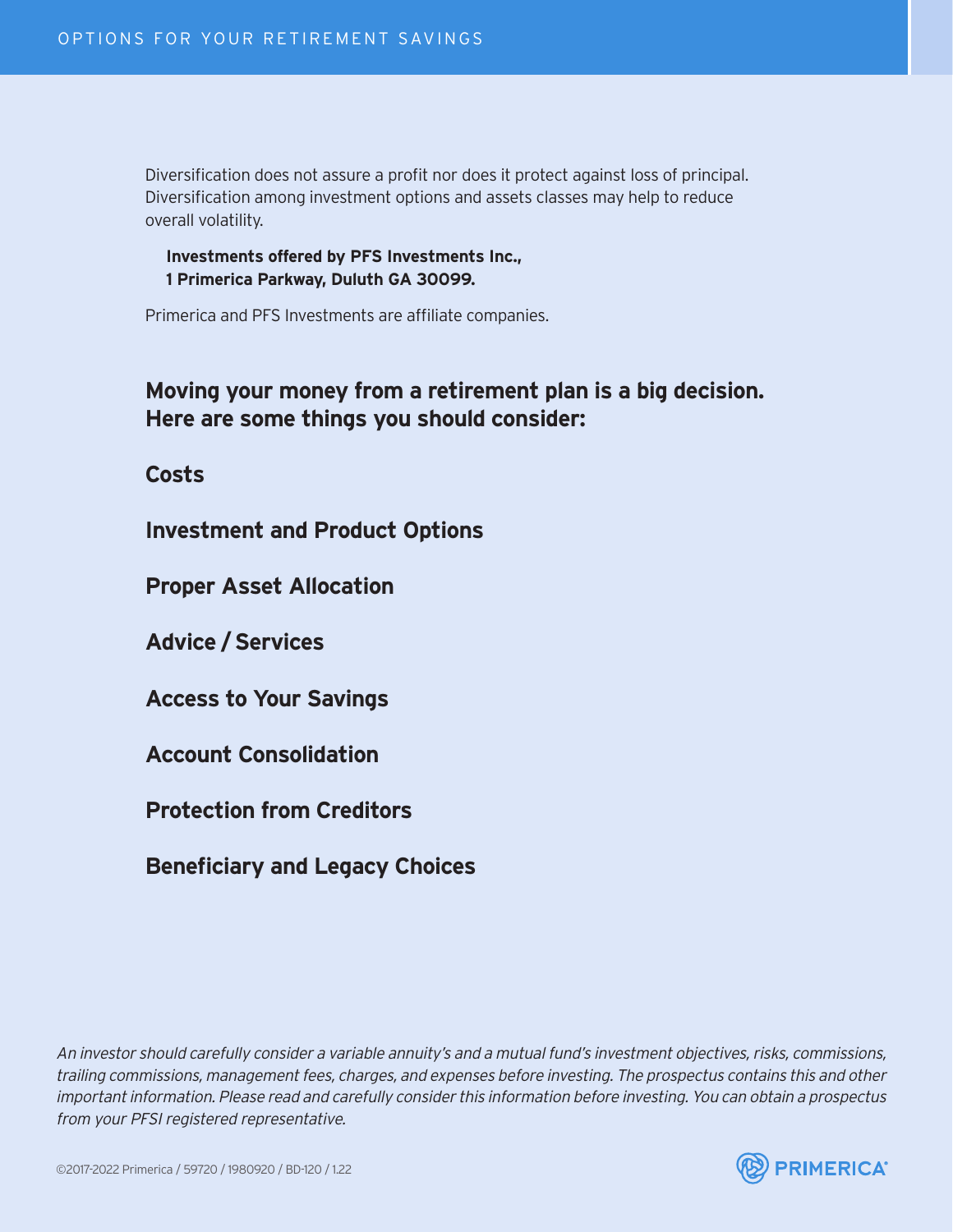Diversification does not assure a profit nor does it protect against loss of principal. Diversification among investment options and assets classes may help to reduce overall volatility.

**Investments offered by PFS Investments Inc., 1 Primerica Parkway, Duluth GA 30099.**

Primerica and PFS Investments are affiliate companies.

## Moving your money from a retirement plan is a big decision. Here are some things you should consider:

**Costs**

**Investment and Product Options**

**Proper Asset Allocation**

**Advice / Services**

**Access to Your Savings**

**Account Consolidation**

**Protection from Creditors**

**Beneficiary and Legacy Choices**

*An investor should carefully consider a variable annuity's and a mutual fund's investment objectives, risks, commissions, trailing commissions, management fees, charges, and expenses before investing. The prospectus contains this and other important information. Please read and carefully consider this information before investing. You can obtain a prospectus from your PFSI registered representative.*

©2017-2022 Primerica / 59720 / 1980920 / BD-120 / 1.22

PRIMERICA®